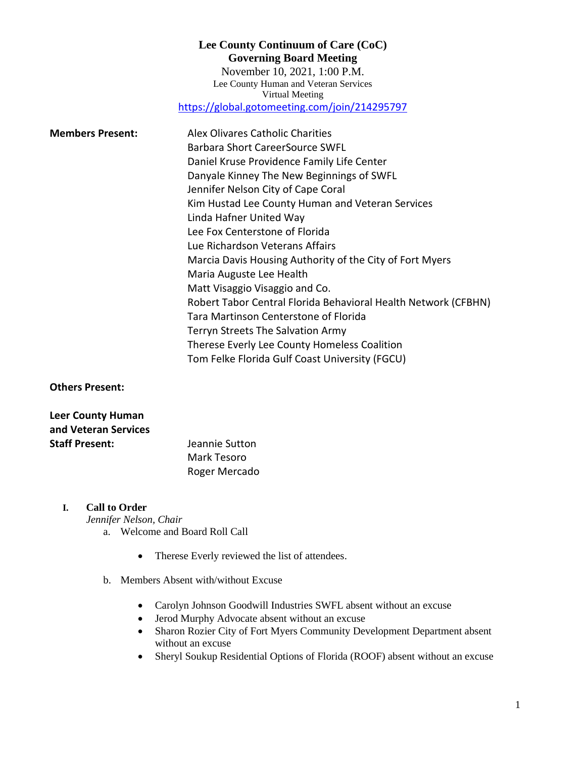# Lee County Continuum of Care (CoC)
## Governing Board Meeting

November 10, 2021, 1:00 P.M.
Lee County Human and Veteran Services
Virtual Meeting
https://global.gotomeeting.com/join/214295797

**Members Present:**

Alex Olivares Catholic Charities
Barbara Short CareerSource SWFL
Daniel Kruse Providence Family Life Center
Danyale Kinney The New Beginnings of SWFL
Jennifer Nelson City of Cape Coral
Kim Hustad Lee County Human and Veteran Services
Linda Hafner United Way
Lee Fox Centerstone of Florida
Lue Richardson Veterans Affairs
Marcia Davis Housing Authority of the City of Fort Myers
Maria Auguste Lee Health
Matt Visaggio Visaggio and Co.
Robert Tabor Central Florida Behavioral Health Network (CFBHN)
Tara Martinson Centerstone of Florida
Terryn Streets The Salvation Army
Therese Everly Lee County Homeless Coalition
Tom Felke Florida Gulf Coast University (FGCU)

**Others Present:**

**Leer County Human and Veteran Services Staff Present:**

Jeannie Sutton
Mark Tesoro
Roger Mercado

**I. Call to Order**

*Jennifer Nelson, Chair*

a. Welcome and Board Roll Call

- Therese Everly reviewed the list of attendees.

b. Members Absent with/without Excuse

- Carolyn Johnson Goodwill Industries SWFL absent without an excuse
- Jerod Murphy Advocate absent without an excuse
- Sharon Rozier City of Fort Myers Community Development Department absent without an excuse
- Sheryl Soukup Residential Options of Florida (ROOF) absent without an excuse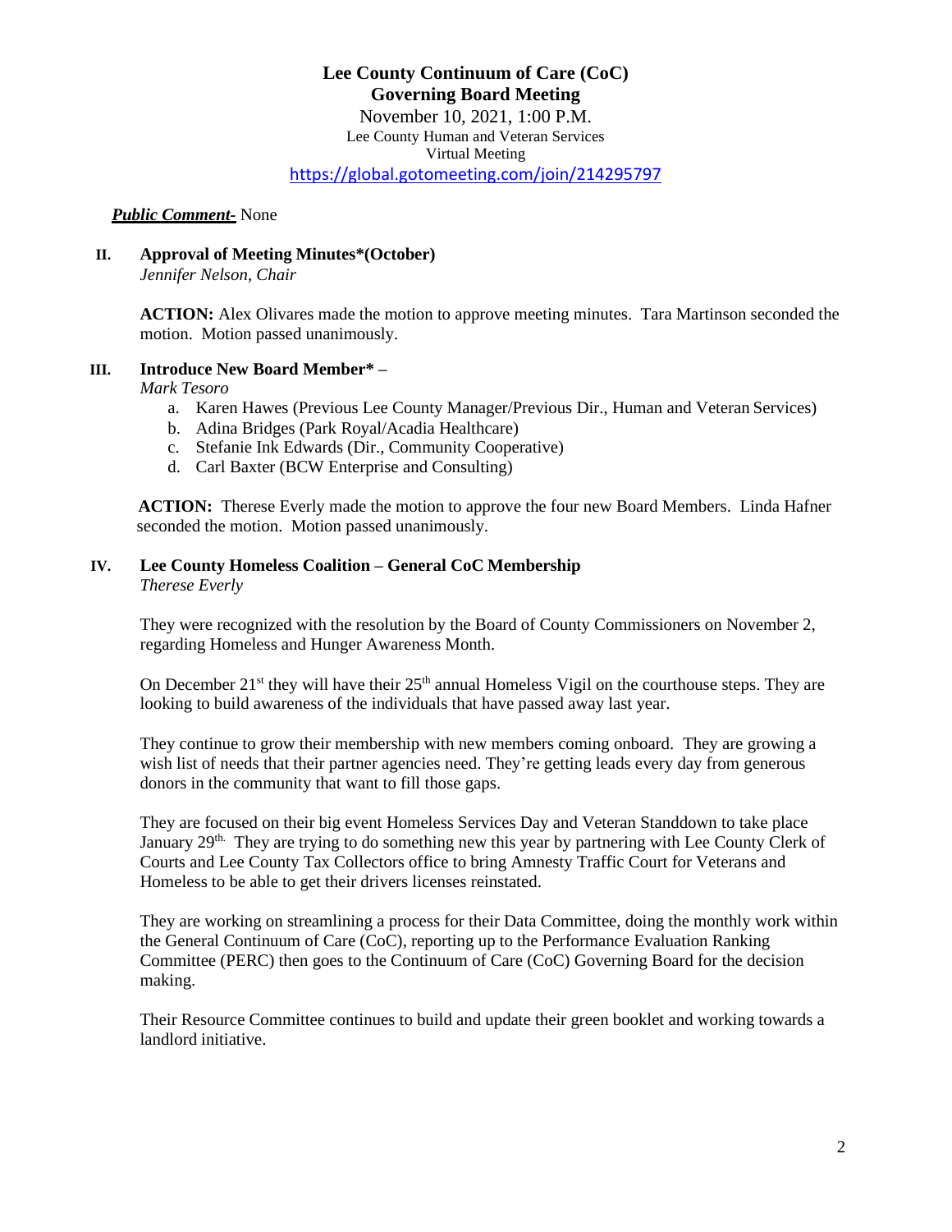**Lee County Continuum of Care (CoC)**
**Governing Board Meeting**

November 10, 2021, 1:00 P.M.
Lee County Human and Veteran Services
Virtual Meeting
https://global.gotomeeting.com/join/214295797

***Public Comment-*** None

**II. Approval of Meeting Minutes*(October)**
*Jennifer Nelson, Chair*

**ACTION:** Alex Olivares made the motion to approve meeting minutes. Tara Martinson seconded the motion. Motion passed unanimously.

**III. Introduce New Board Member* –**
*Mark Tesoro*

a. Karen Hawes (Previous Lee County Manager/Previous Dir., Human and Veteran Services)
b. Adina Bridges (Park Royal/Acadia Healthcare)
c. Stefanie Ink Edwards (Dir., Community Cooperative)
d. Carl Baxter (BCW Enterprise and Consulting)

**ACTION:** Therese Everly made the motion to approve the four new Board Members. Linda Hafner seconded the motion. Motion passed unanimously.

**IV. Lee County Homeless Coalition – General CoC Membership**
*Therese Everly*

They were recognized with the resolution by the Board of County Commissioners on November 2, regarding Homeless and Hunger Awareness Month.

On December 21st they will have their 25th annual Homeless Vigil on the courthouse steps. They are looking to build awareness of the individuals that have passed away last year.

They continue to grow their membership with new members coming onboard. They are growing a wish list of needs that their partner agencies need. They're getting leads every day from generous donors in the community that want to fill those gaps.

They are focused on their big event Homeless Services Day and Veteran Standdown to take place January 29th. They are trying to do something new this year by partnering with Lee County Clerk of Courts and Lee County Tax Collectors office to bring Amnesty Traffic Court for Veterans and Homeless to be able to get their drivers licenses reinstated.

They are working on streamlining a process for their Data Committee, doing the monthly work within the General Continuum of Care (CoC), reporting up to the Performance Evaluation Ranking Committee (PERC) then goes to the Continuum of Care (CoC) Governing Board for the decision making.

Their Resource Committee continues to build and update their green booklet and working towards a landlord initiative.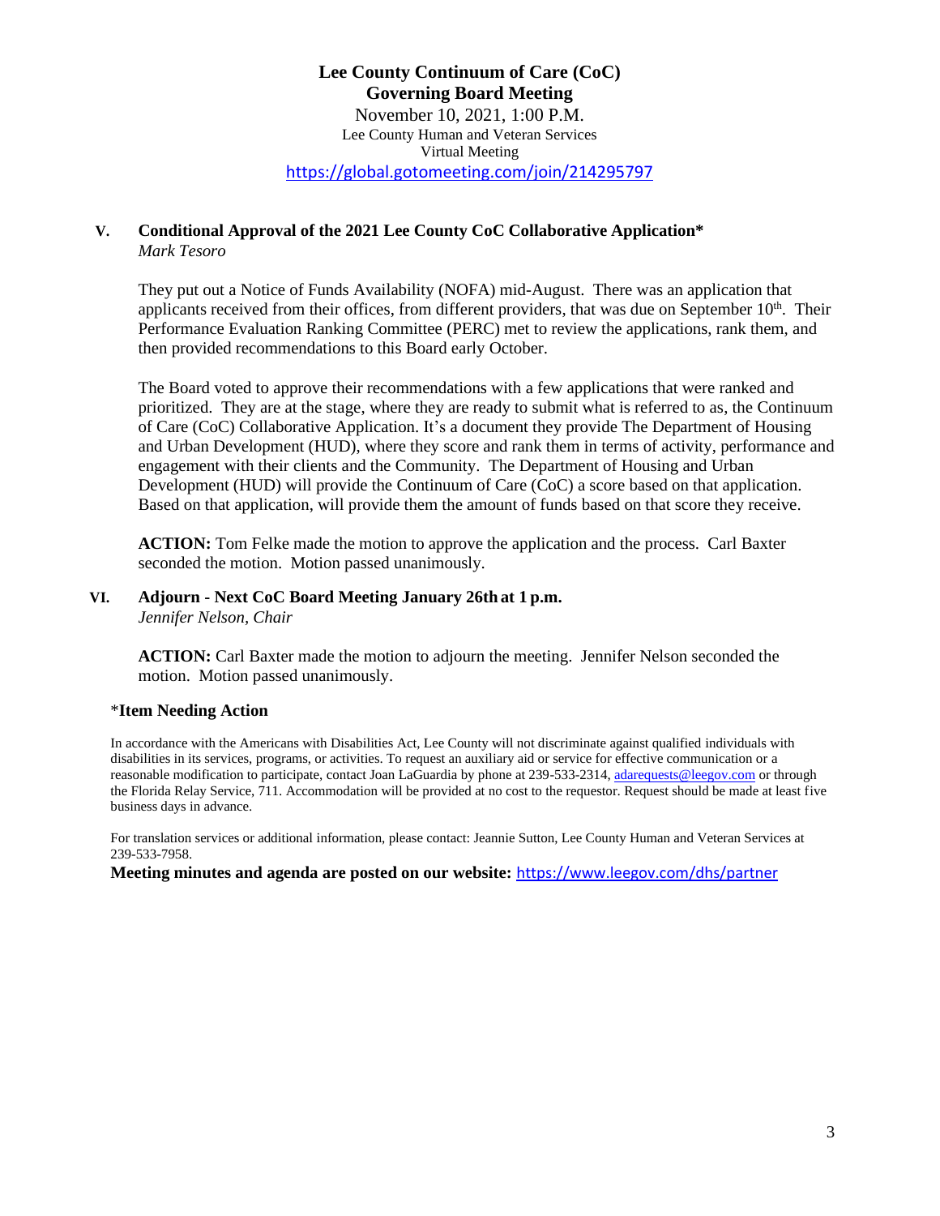**Lee County Continuum of Care (CoC)**
**Governing Board Meeting**
November 10, 2021, 1:00 P.M.
Lee County Human and Veteran Services
Virtual Meeting
https://global.gotomeeting.com/join/214295797

## V. Conditional Approval of the 2021 Lee County CoC Collaborative Application*

*Mark Tesoro*

They put out a Notice of Funds Availability (NOFA) mid-August. There was an application that applicants received from their offices, from different providers, that was due on September 10th. Their Performance Evaluation Ranking Committee (PERC) met to review the applications, rank them, and then provided recommendations to this Board early October.

The Board voted to approve their recommendations with a few applications that were ranked and prioritized. They are at the stage, where they are ready to submit what is referred to as, the Continuum of Care (CoC) Collaborative Application. It's a document they provide The Department of Housing and Urban Development (HUD), where they score and rank them in terms of activity, performance and engagement with their clients and the Community. The Department of Housing and Urban Development (HUD) will provide the Continuum of Care (CoC) a score based on that application. Based on that application, will provide them the amount of funds based on that score they receive.

**ACTION:** Tom Felke made the motion to approve the application and the process. Carl Baxter seconded the motion. Motion passed unanimously.

## VI. Adjourn - Next CoC Board Meeting January 26th at 1 p.m.

*Jennifer Nelson, Chair*

**ACTION:** Carl Baxter made the motion to adjourn the meeting. Jennifer Nelson seconded the motion. Motion passed unanimously.

*__Item Needing Action__*

In accordance with the Americans with Disabilities Act, Lee County will not discriminate against qualified individuals with disabilities in its services, programs, or activities. To request an auxiliary aid or service for effective communication or a reasonable modification to participate, contact Joan LaGuardia by phone at 239-533-2314, adarequests@leegov.com or through the Florida Relay Service, 711. Accommodation will be provided at no cost to the requestor. Request should be made at least five business days in advance.

For translation services or additional information, please contact: Jeannie Sutton, Lee County Human and Veteran Services at 239-533-7958.

**Meeting minutes and agenda are posted on our website:** https://www.leegov.com/dhs/partner